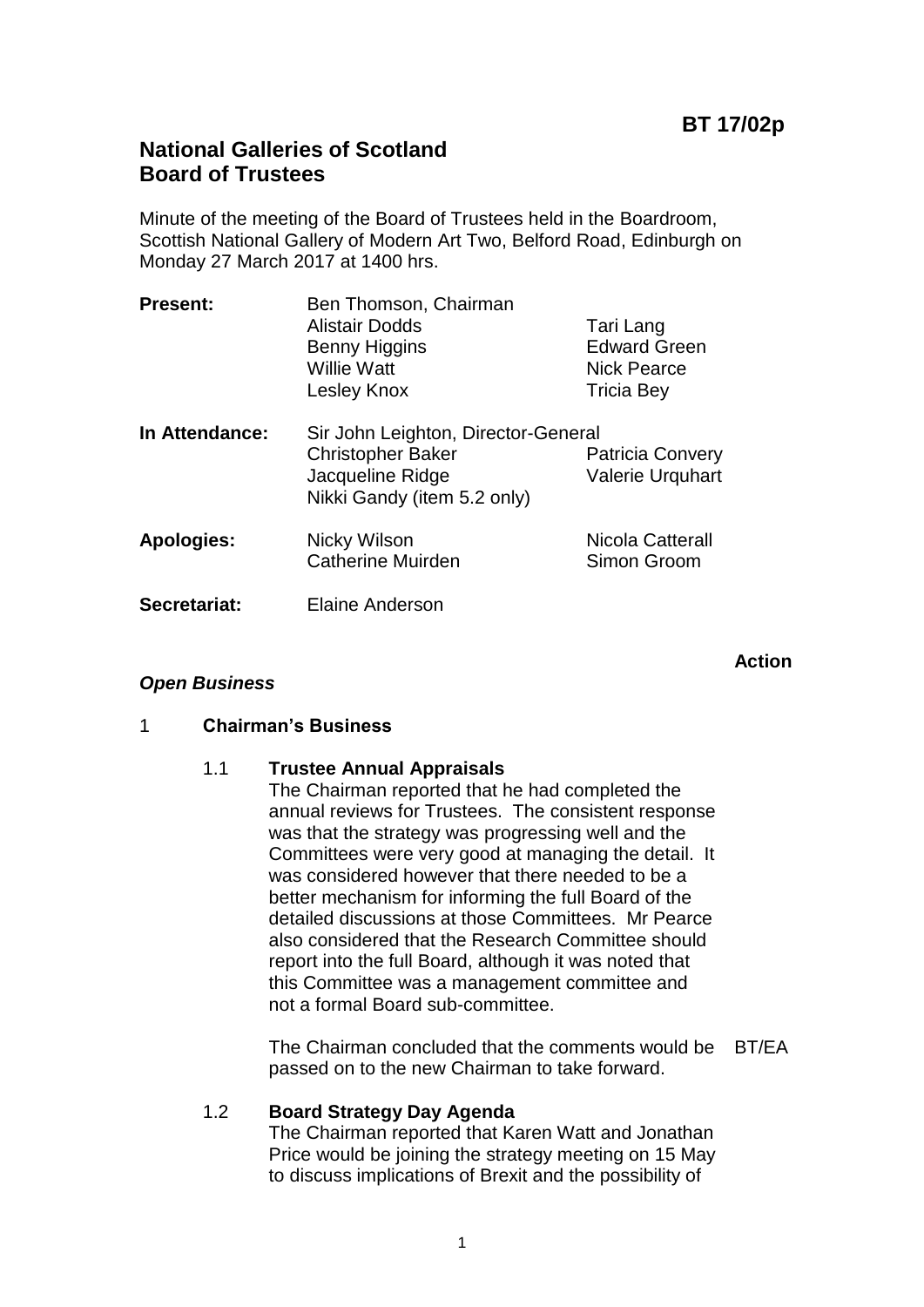**BT 17/02p**

# National Galleries of Scotland
# Board of Trustees

Minute of the meeting of the Board of Trustees held in the Boardroom, Scottish National Gallery of Modern Art Two, Belford Road, Edinburgh on Monday 27 March 2017 at 1400 hrs.

| | | |
|---|---|---|
| **Present:** | Ben Thomson, Chairman | |
| | Alistair Dodds | Tari Lang |
| | Benny Higgins | Edward Green |
| | Willie Watt | Nick Pearce |
| | Lesley Knox | Tricia Bey |
| **In Attendance:** | Sir John Leighton, Director-General | |
| | Christopher Baker | Patricia Convery |
| | Jacqueline Ridge | Valerie Urquhart |
| | Nikki Gandy (item 5.2 only) | |
| **Apologies:** | Nicky Wilson | Nicola Catterall |
| | Catherine Muirden | Simon Groom |
| **Secretariat:** | Elaine Anderson | |

**Action**

***Open Business***

## 1 Chairman's Business

### 1.1 Trustee Annual Appraisals

The Chairman reported that he had completed the annual reviews for Trustees. The consistent response was that the strategy was progressing well and the Committees were very good at managing the detail. It was considered however that there needed to be a better mechanism for informing the full Board of the detailed discussions at those Committees. Mr Pearce also considered that the Research Committee should report into the full Board, although it was noted that this Committee was a management committee and not a formal Board sub-committee.

The Chairman concluded that the comments would be passed on to the new Chairman to take forward. **BT/EA**

### 1.2 Board Strategy Day Agenda

The Chairman reported that Karen Watt and Jonathan Price would be joining the strategy meeting on 15 May to discuss implications of Brexit and the possibility of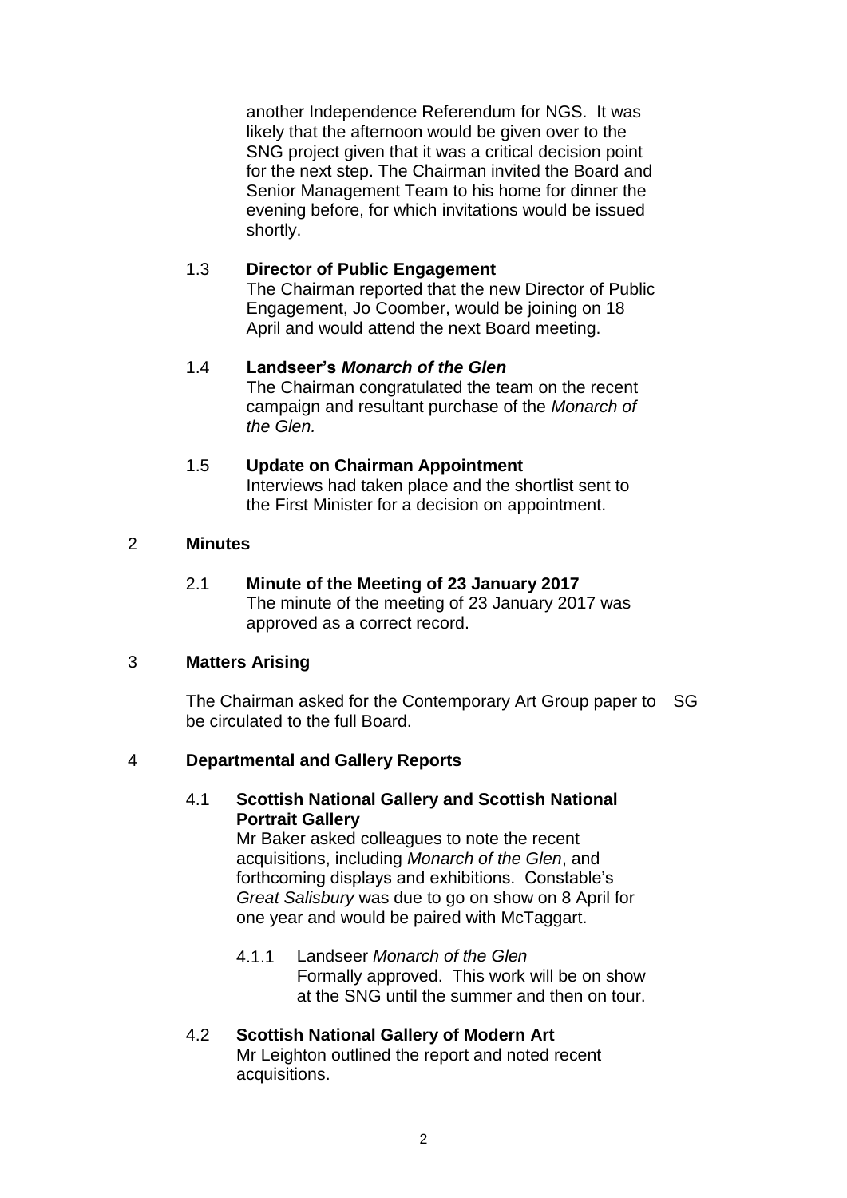another Independence Referendum for NGS. It was likely that the afternoon would be given over to the SNG project given that it was a critical decision point for the next step. The Chairman invited the Board and Senior Management Team to his home for dinner the evening before, for which invitations would be issued shortly.

1.3 **Director of Public Engagement**
The Chairman reported that the new Director of Public Engagement, Jo Coomber, would be joining on 18 April and would attend the next Board meeting.

1.4 **Landseer's *Monarch of the Glen***
The Chairman congratulated the team on the recent campaign and resultant purchase of the *Monarch of the Glen.*

1.5 **Update on Chairman Appointment**
Interviews had taken place and the shortlist sent to the First Minister for a decision on appointment.

## 2 Minutes

2.1 **Minute of the Meeting of 23 January 2017**
The minute of the meeting of 23 January 2017 was approved as a correct record.

## 3 Matters Arising

The Chairman asked for the Contemporary Art Group paper to be circulated to the full Board. **SG**

## 4 Departmental and Gallery Reports

4.1 **Scottish National Gallery and Scottish National Portrait Gallery**
Mr Baker asked colleagues to note the recent acquisitions, including *Monarch of the Glen*, and forthcoming displays and exhibitions. Constable's *Great Salisbury* was due to go on show on 8 April for one year and would be paired with McTaggart.

4.1.1 Landseer *Monarch of the Glen*
Formally approved. This work will be on show at the SNG until the summer and then on tour.

4.2 **Scottish National Gallery of Modern Art**
Mr Leighton outlined the report and noted recent acquisitions.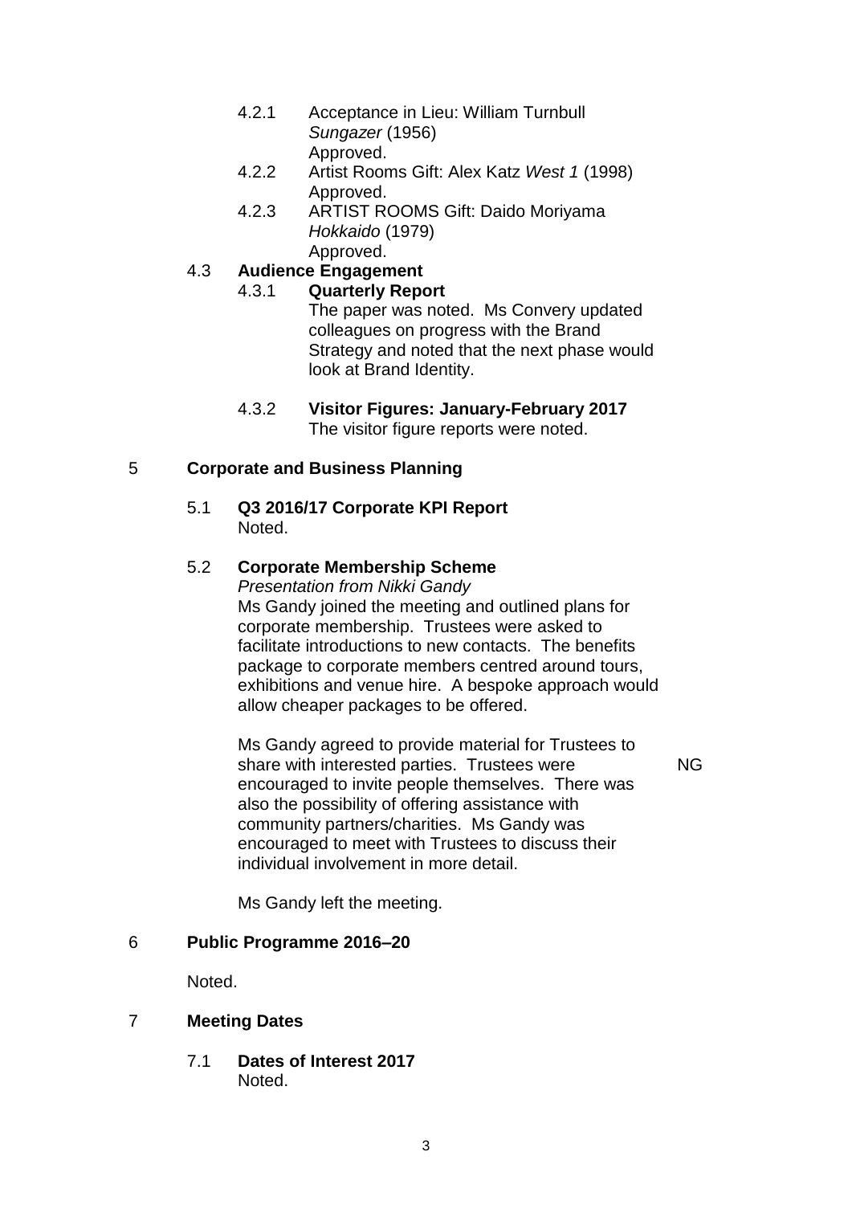4.2.1 Acceptance in Lieu: William Turnbull *Sungazer* (1956)
Approved.

4.2.2 Artist Rooms Gift: Alex Katz *West 1* (1998)
Approved.

4.2.3 ARTIST ROOMS Gift: Daido Moriyama *Hokkaido* (1979)
Approved.

4.3 **Audience Engagement**

4.3.1 **Quarterly Report**
The paper was noted. Ms Convery updated colleagues on progress with the Brand Strategy and noted that the next phase would look at Brand Identity.

4.3.2 **Visitor Figures: January-February 2017**
The visitor figure reports were noted.

## 5 Corporate and Business Planning

5.1 **Q3 2016/17 Corporate KPI Report**
Noted.

5.2 **Corporate Membership Scheme**
*Presentation from Nikki Gandy*
Ms Gandy joined the meeting and outlined plans for corporate membership. Trustees were asked to facilitate introductions to new contacts. The benefits package to corporate members centred around tours, exhibitions and venue hire. A bespoke approach would allow cheaper packages to be offered.

Ms Gandy agreed to provide material for Trustees to share with interested parties. Trustees were encouraged to invite people themselves. There was also the possibility of offering assistance with community partners/charities. Ms Gandy was encouraged to meet with Trustees to discuss their individual involvement in more detail. **NG**

Ms Gandy left the meeting.

## 6 Public Programme 2016–20

Noted.

## 7 Meeting Dates

7.1 **Dates of Interest 2017**
Noted.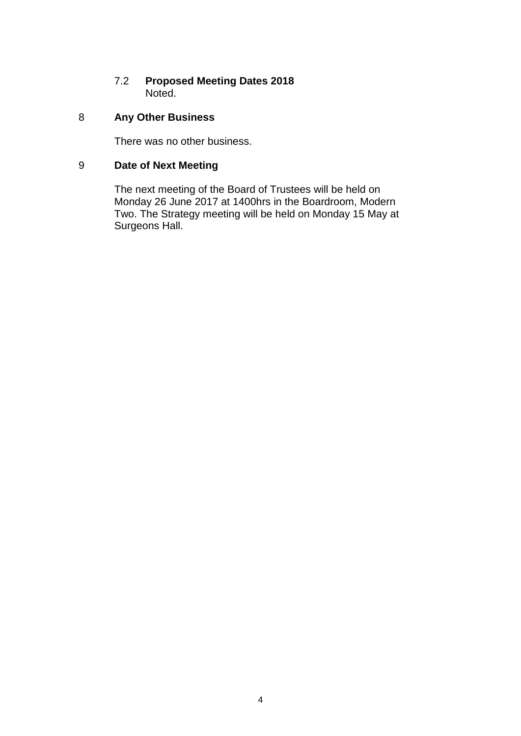7.2 **Proposed Meeting Dates 2018**
Noted.

## 8 Any Other Business

There was no other business.

## 9 Date of Next Meeting

The next meeting of the Board of Trustees will be held on Monday 26 June 2017 at 1400hrs in the Boardroom, Modern Two. The Strategy meeting will be held on Monday 15 May at Surgeons Hall.